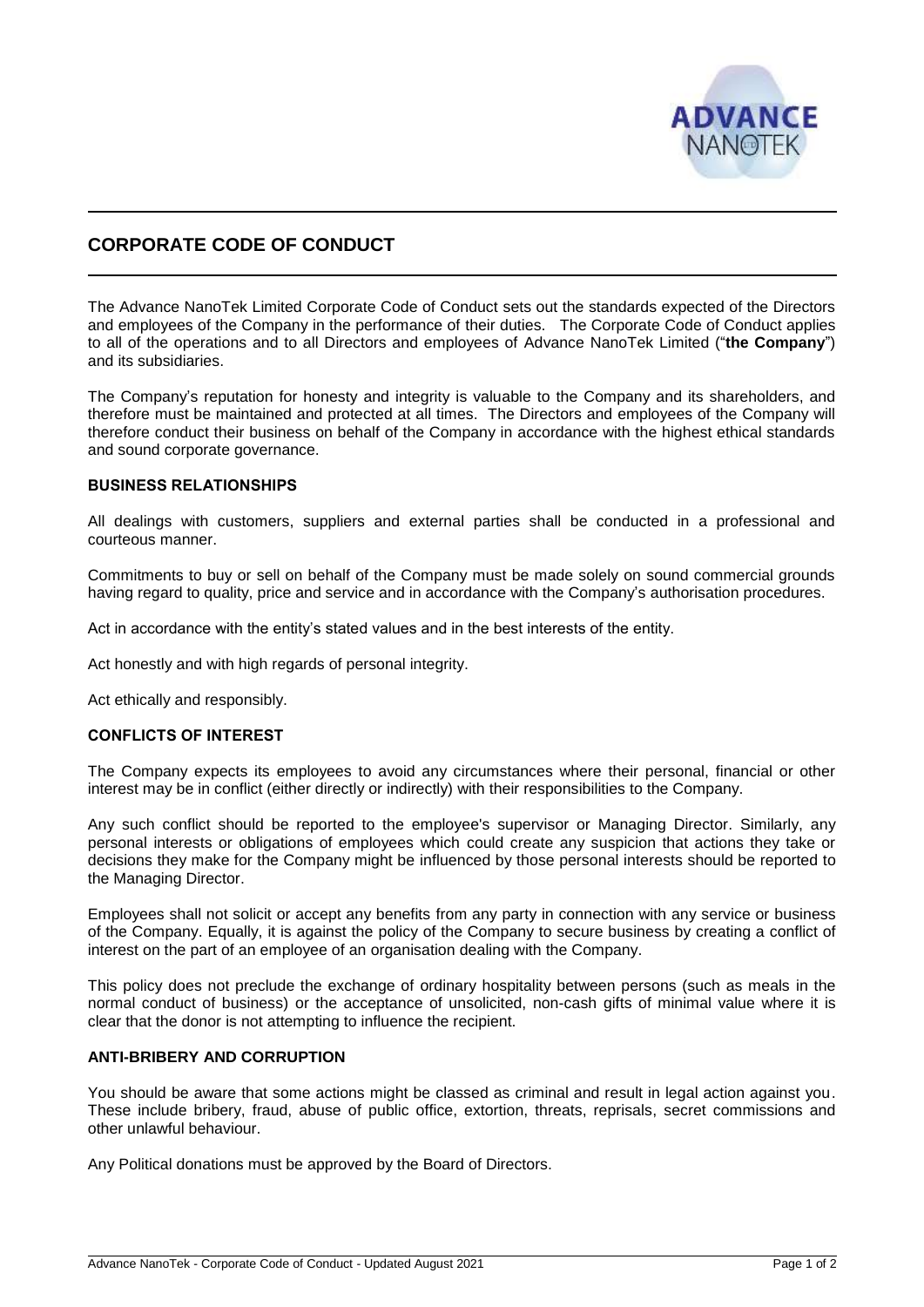# CORPORATE CODE OF CONDUCT

The Advance NanoTek Limited Corporate Code of Conduct sets out the standards expected of the Directors and employees of the Company in the performance of their duties. The Corporate Code of Conduct applies to all of the operations and to all Directors and employees of Advance NanoTek Limited ("**the Company**") and its subsidiaries.

The Company's reputation for honesty and integrity is valuable to the Company and its shareholders, and therefore must be maintained and protected at all times. The Directors and employees of the Company will therefore conduct their business on behalf of the Company in accordance with the highest ethical standards and sound corporate governance.

## BUSINESS RELATIONSHIPS

All dealings with customers, suppliers and external parties shall be conducted in a professional and courteous manner.

Commitments to buy or sell on behalf of the Company must be made solely on sound commercial grounds having regard to quality, price and service and in accordance with the Company's authorisation procedures.

Act in accordance with the entity's stated values and in the best interests of the entity.

Act honestly and with high regards of personal integrity.

Act ethically and responsibly.

## CONFLICTS OF INTEREST

The Company expects its employees to avoid any circumstances where their personal, financial or other interest may be in conflict (either directly or indirectly) with their responsibilities to the Company.

Any such conflict should be reported to the employee's supervisor or Managing Director. Similarly, any personal interests or obligations of employees which could create any suspicion that actions they take or decisions they make for the Company might be influenced by those personal interests should be reported to the Managing Director.

Employees shall not solicit or accept any benefits from any party in connection with any service or business of the Company. Equally, it is against the policy of the Company to secure business by creating a conflict of interest on the part of an employee of an organisation dealing with the Company.

This policy does not preclude the exchange of ordinary hospitality between persons (such as meals in the normal conduct of business) or the acceptance of unsolicited, non-cash gifts of minimal value where it is clear that the donor is not attempting to influence the recipient.

## ANTI-BRIBERY AND CORRUPTION

You should be aware that some actions might be classed as criminal and result in legal action against you. These include bribery, fraud, abuse of public office, extortion, threats, reprisals, secret commissions and other unlawful behaviour.

Any Political donations must be approved by the Board of Directors.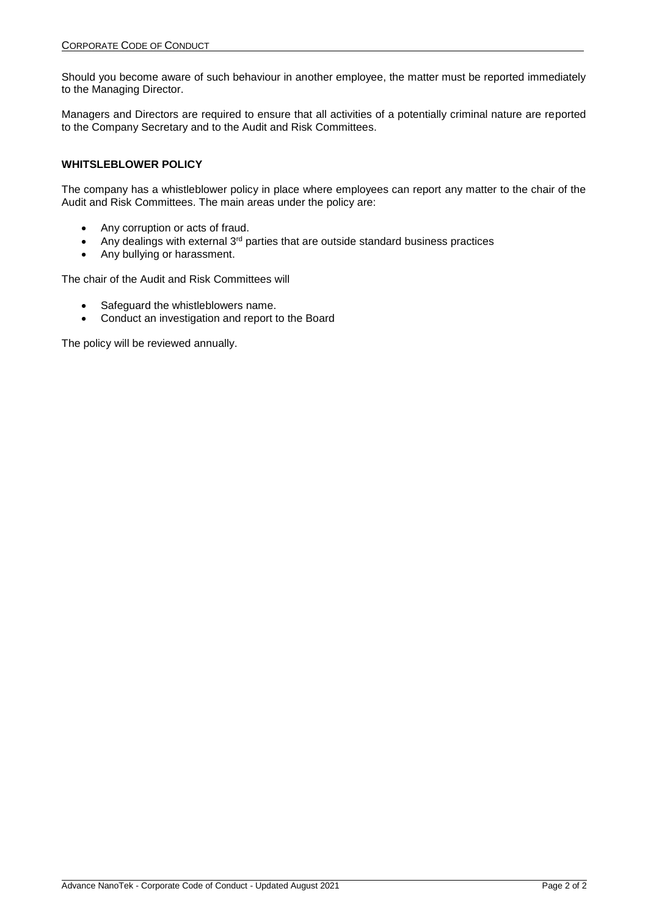Should you become aware of such behaviour in another employee, the matter must be reported immediately to the Managing Director.

Managers and Directors are required to ensure that all activities of a potentially criminal nature are reported to the Company Secretary and to the Audit and Risk Committees.

**WHITSLEBLOWER POLICY**

The company has a whistleblower policy in place where employees can report any matter to the chair of the Audit and Risk Committees. The main areas under the policy are:

- Any corruption or acts of fraud.
- Any dealings with external 3rd parties that are outside standard business practices
- Any bullying or harassment.

The chair of the Audit and Risk Committees will

- Safeguard the whistleblowers name.
- Conduct an investigation and report to the Board

The policy will be reviewed annually.